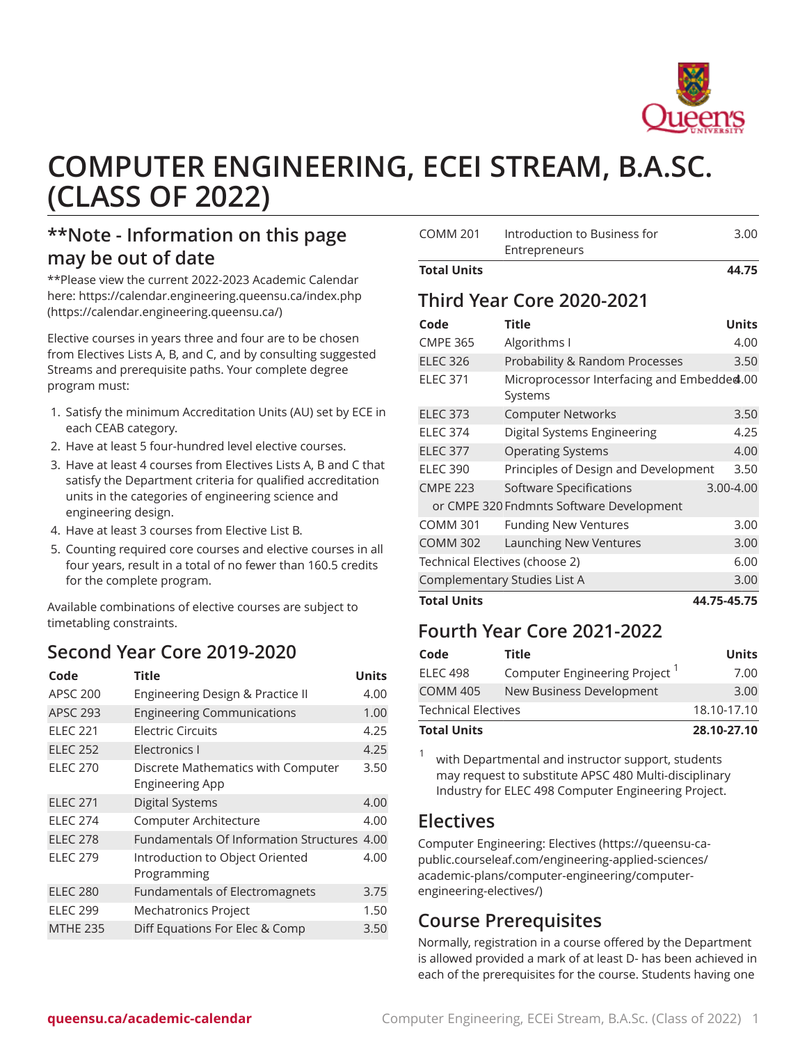# COMPUTER ENGINEERING, ECEI STREAM, B.A.SC. (CLASS OF 2022)

## **Note - Information on this page may be out of date

**Please view the current 2022-2023 Academic Calendar here: https://calendar.engineering.queensu.ca/index.php (https://calendar.engineering.queensu.ca/)

Elective courses in years three and four are to be chosen from Electives Lists A, B, and C, and by consulting suggested Streams and prerequisite paths. Your complete degree program must:

1. Satisfy the minimum Accreditation Units (AU) set by ECE in each CEAB category.
2. Have at least 5 four-hundred level elective courses.
3. Have at least 4 courses from Electives Lists A, B and C that satisfy the Department criteria for qualified accreditation units in the categories of engineering science and engineering design.
4. Have at least 3 courses from Elective List B.
5. Counting required core courses and elective courses in all four years, result in a total of no fewer than 160.5 credits for the complete program.

Available combinations of elective courses are subject to timetabling constraints.

## Second Year Core 2019-2020

| Code | Title | Units |
|---|---|---|
| APSC 200 | Engineering Design & Practice II | 4.00 |
| APSC 293 | Engineering Communications | 1.00 |
| ELEC 221 | Electric Circuits | 4.25 |
| ELEC 252 | Electronics I | 4.25 |
| ELEC 270 | Discrete Mathematics with Computer Engineering App | 3.50 |
| ELEC 271 | Digital Systems | 4.00 |
| ELEC 274 | Computer Architecture | 4.00 |
| ELEC 278 | Fundamentals Of Information Structures | 4.00 |
| ELEC 279 | Introduction to Object Oriented Programming | 4.00 |
| ELEC 280 | Fundamentals of Electromagnets | 3.75 |
| ELEC 299 | Mechatronics Project | 1.50 |
| MTHE 235 | Diff Equations For Elec & Comp | 3.50 |
| COMM 201 | Introduction to Business for Entrepreneurs | 3.00 |
| **Total Units** | | **44.75** |

## Third Year Core 2020-2021

| Code | Title | Units |
|---|---|---|
| CMPE 365 | Algorithms I | 4.00 |
| ELEC 326 | Probability & Random Processes | 3.50 |
| ELEC 371 | Microprocessor Interfacing and Embedded Systems | 4.00 |
| ELEC 373 | Computer Networks | 3.50 |
| ELEC 374 | Digital Systems Engineering | 4.25 |
| ELEC 377 | Operating Systems | 4.00 |
| ELEC 390 | Principles of Design and Development | 3.50 |
| CMPE 223 | Software Specifications | 3.00-4.00 |
| or CMPE 320 | Fndmnts Software Development | |
| COMM 301 | Funding New Ventures | 3.00 |
| COMM 302 | Launching New Ventures | 3.00 |
| Technical Electives (choose 2) | | 6.00 |
| Complementary Studies List A | | 3.00 |
| **Total Units** | | **44.75-45.75** |

## Fourth Year Core 2021-2022

| Code | Title | Units |
|---|---|---|
| ELEC 498 | Computer Engineering Project [1] | 7.00 |
| COMM 405 | New Business Development | 3.00 |
| Technical Electives | | 18.10-17.10 |
| **Total Units** | | **28.10-27.10** |

[1] with Departmental and instructor support, students may request to substitute APSC 480 Multi-disciplinary Industry for ELEC 498 Computer Engineering Project.

## Electives

Computer Engineering: Electives (https://queensu-ca-public.courseleaf.com/engineering-applied-sciences/academic-plans/computer-engineering/computer-engineering-electives/)

## Course Prerequisites

Normally, registration in a course offered by the Department is allowed provided a mark of at least D- has been achieved in each of the prerequisites for the course. Students having one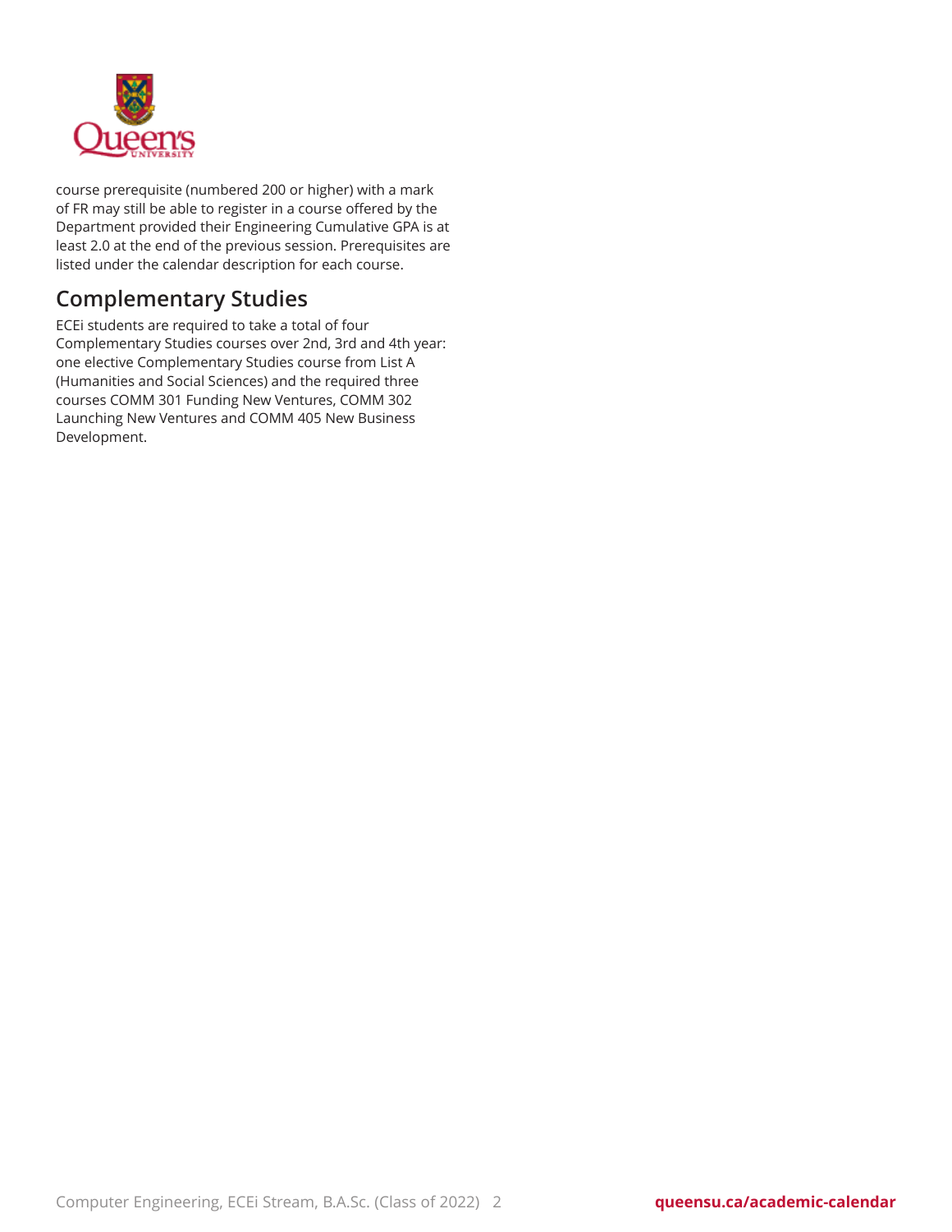course prerequisite (numbered 200 or higher) with a mark of FR may still be able to register in a course offered by the Department provided their Engineering Cumulative GPA is at least 2.0 at the end of the previous session. Prerequisites are listed under the calendar description for each course.

## Complementary Studies

ECEi students are required to take a total of four Complementary Studies courses over 2nd, 3rd and 4th year: one elective Complementary Studies course from List A (Humanities and Social Sciences) and the required three courses COMM 301 Funding New Ventures, COMM 302 Launching New Ventures and COMM 405 New Business Development.